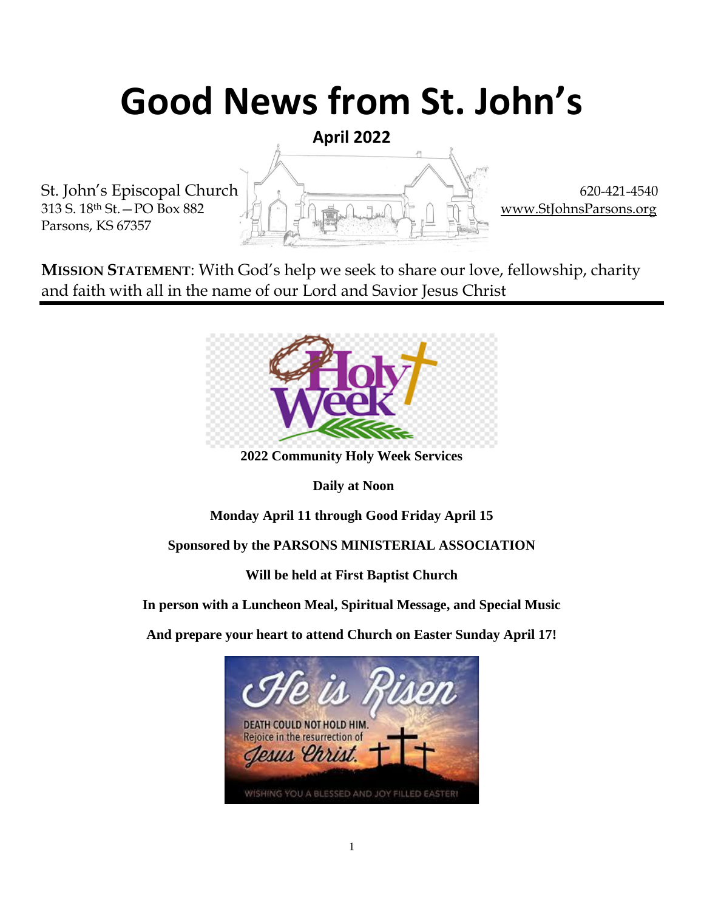# Good News from St. John's

**April 2022**

St. John's Episcopal Church
313 S. 18th St. — PO Box 882
Parsons, KS 67357

620-421-4540
www.StJohnsParsons.org

**MISSION STATEMENT**: With God's help we seek to share our love, fellowship, charity and faith with all in the name of our Lord and Savior Jesus Christ

**2022 Community Holy Week Services**

**Daily at Noon**

**Monday April 11 through Good Friday April 15**

**Sponsored by the PARSONS MINISTERIAL ASSOCIATION**

**Will be held at First Baptist Church**

**In person with a Luncheon Meal, Spiritual Message, and Special Music**

**And prepare your heart to attend Church on Easter Sunday April 17!**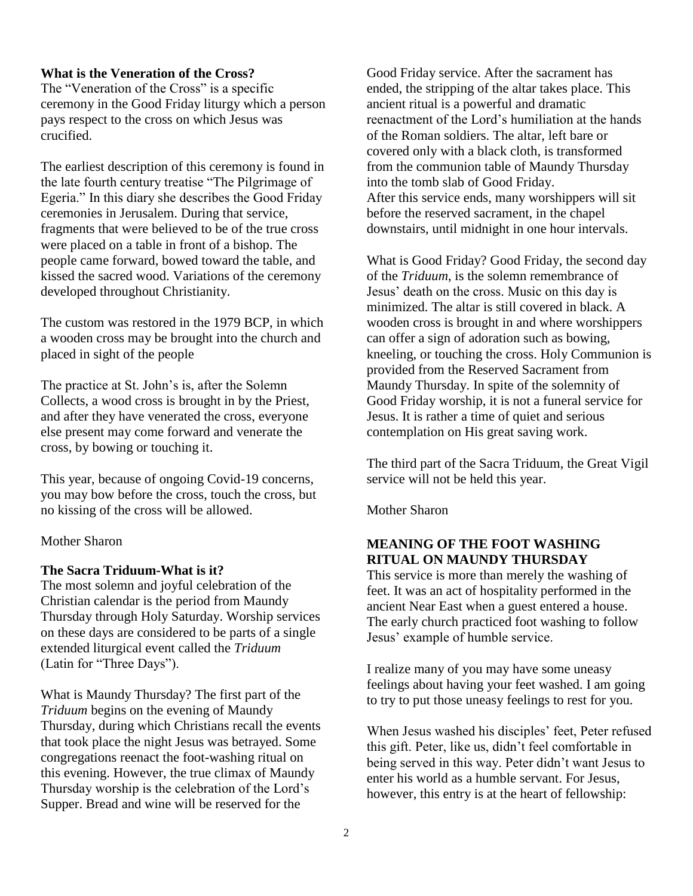**What is the Veneration of the Cross?**

The "Veneration of the Cross" is a specific ceremony in the Good Friday liturgy which a person pays respect to the cross on which Jesus was crucified.

The earliest description of this ceremony is found in the late fourth century treatise "The Pilgrimage of Egeria." In this diary she describes the Good Friday ceremonies in Jerusalem. During that service, fragments that were believed to be of the true cross were placed on a table in front of a bishop. The people came forward, bowed toward the table, and kissed the sacred wood. Variations of the ceremony developed throughout Christianity.

The custom was restored in the 1979 BCP, in which a wooden cross may be brought into the church and placed in sight of the people

The practice at St. John's is, after the Solemn Collects, a wood cross is brought in by the Priest, and after they have venerated the cross, everyone else present may come forward and venerate the cross, by bowing or touching it.

This year, because of ongoing Covid-19 concerns, you may bow before the cross, touch the cross, but no kissing of the cross will be allowed.

Mother Sharon

**The Sacra Triduum-What is it?**

The most solemn and joyful celebration of the Christian calendar is the period from Maundy Thursday through Holy Saturday. Worship services on these days are considered to be parts of a single extended liturgical event called the *Triduum* (Latin for "Three Days").

What is Maundy Thursday? The first part of the *Triduum* begins on the evening of Maundy Thursday, during which Christians recall the events that took place the night Jesus was betrayed. Some congregations reenact the foot-washing ritual on this evening. However, the true climax of Maundy Thursday worship is the celebration of the Lord's Supper. Bread and wine will be reserved for the Good Friday service. After the sacrament has ended, the stripping of the altar takes place. This ancient ritual is a powerful and dramatic reenactment of the Lord's humiliation at the hands of the Roman soldiers. The altar, left bare or covered only with a black cloth, is transformed from the communion table of Maundy Thursday into the tomb slab of Good Friday.
After this service ends, many worshippers will sit before the reserved sacrament, in the chapel downstairs, until midnight in one hour intervals.

What is Good Friday? Good Friday, the second day of the *Triduum*, is the solemn remembrance of Jesus' death on the cross. Music on this day is minimized. The altar is still covered in black. A wooden cross is brought in and where worshippers can offer a sign of adoration such as bowing, kneeling, or touching the cross. Holy Communion is provided from the Reserved Sacrament from Maundy Thursday. In spite of the solemnity of Good Friday worship, it is not a funeral service for Jesus. It is rather a time of quiet and serious contemplation on His great saving work.

The third part of the Sacra Triduum, the Great Vigil service will not be held this year.

Mother Sharon

**MEANING OF THE FOOT WASHING RITUAL ON MAUNDY THURSDAY**

This service is more than merely the washing of feet. It was an act of hospitality performed in the ancient Near East when a guest entered a house. The early church practiced foot washing to follow Jesus' example of humble service.

I realize many of you may have some uneasy feelings about having your feet washed. I am going to try to put those uneasy feelings to rest for you.

When Jesus washed his disciples' feet, Peter refused this gift. Peter, like us, didn't feel comfortable in being served in this way. Peter didn't want Jesus to enter his world as a humble servant. For Jesus, however, this entry is at the heart of fellowship: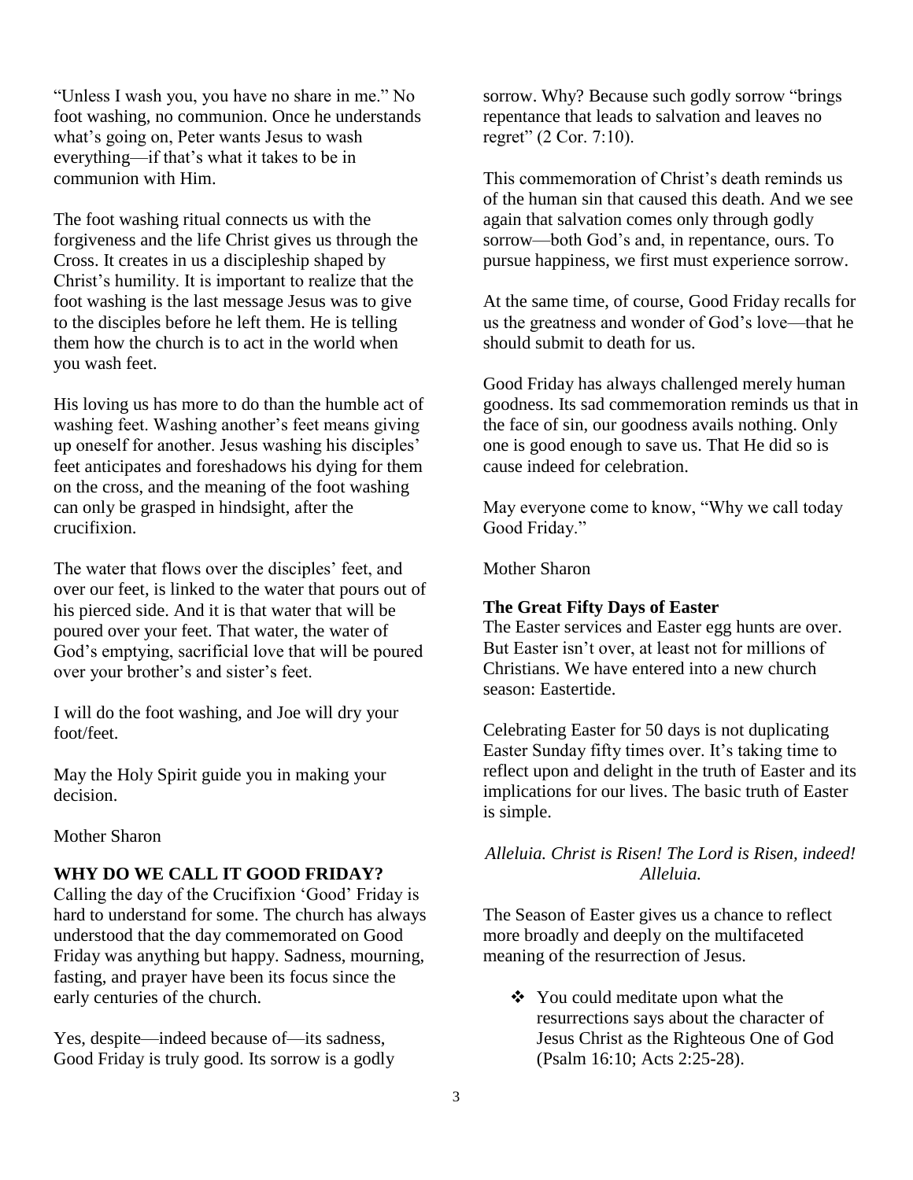"Unless I wash you, you have no share in me." No foot washing, no communion. Once he understands what's going on, Peter wants Jesus to wash everything—if that's what it takes to be in communion with Him.

The foot washing ritual connects us with the forgiveness and the life Christ gives us through the Cross. It creates in us a discipleship shaped by Christ's humility. It is important to realize that the foot washing is the last message Jesus was to give to the disciples before he left them. He is telling them how the church is to act in the world when you wash feet.

His loving us has more to do than the humble act of washing feet. Washing another's feet means giving up oneself for another. Jesus washing his disciples' feet anticipates and foreshadows his dying for them on the cross, and the meaning of the foot washing can only be grasped in hindsight, after the crucifixion.

The water that flows over the disciples' feet, and over our feet, is linked to the water that pours out of his pierced side. And it is that water that will be poured over your feet. That water, the water of God's emptying, sacrificial love that will be poured over your brother's and sister's feet.

I will do the foot washing, and Joe will dry your foot/feet.

May the Holy Spirit guide you in making your decision.

Mother Sharon

**WHY DO WE CALL IT GOOD FRIDAY?**

Calling the day of the Crucifixion 'Good' Friday is hard to understand for some. The church has always understood that the day commemorated on Good Friday was anything but happy. Sadness, mourning, fasting, and prayer have been its focus since the early centuries of the church.

Yes, despite—indeed because of—its sadness, Good Friday is truly good. Its sorrow is a godly sorrow. Why? Because such godly sorrow "brings repentance that leads to salvation and leaves no regret" (2 Cor. 7:10).

This commemoration of Christ's death reminds us of the human sin that caused this death. And we see again that salvation comes only through godly sorrow—both God's and, in repentance, ours. To pursue happiness, we first must experience sorrow.

At the same time, of course, Good Friday recalls for us the greatness and wonder of God's love—that he should submit to death for us.

Good Friday has always challenged merely human goodness. Its sad commemoration reminds us that in the face of sin, our goodness avails nothing. Only one is good enough to save us. That He did so is cause indeed for celebration.

May everyone come to know, "Why we call today Good Friday."

Mother Sharon

**The Great Fifty Days of Easter**

The Easter services and Easter egg hunts are over. But Easter isn't over, at least not for millions of Christians. We have entered into a new church season: Eastertide.

Celebrating Easter for 50 days is not duplicating Easter Sunday fifty times over. It's taking time to reflect upon and delight in the truth of Easter and its implications for our lives. The basic truth of Easter is simple.

*Alleluia. Christ is Risen! The Lord is Risen, indeed! Alleluia.*

The Season of Easter gives us a chance to reflect more broadly and deeply on the multifaceted meaning of the resurrection of Jesus.

- You could meditate upon what the resurrections says about the character of Jesus Christ as the Righteous One of God (Psalm 16:10; Acts 2:25-28).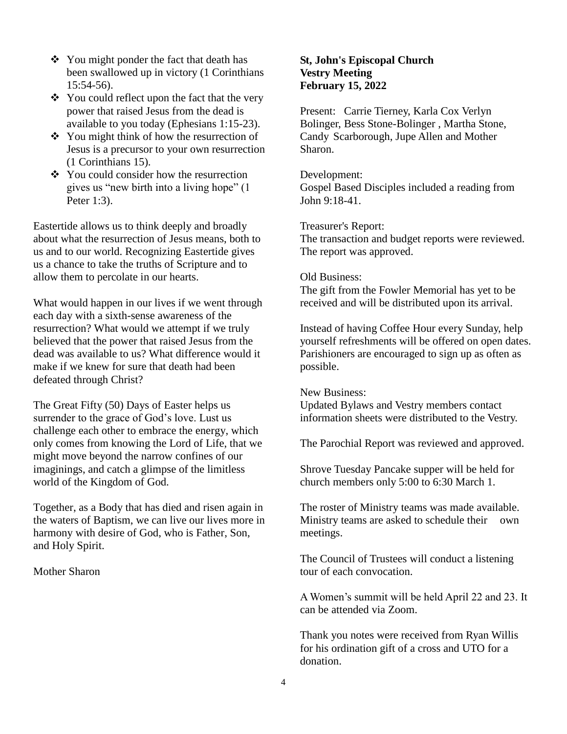- You might ponder the fact that death has been swallowed up in victory (1 Corinthians 15:54-56).
- You could reflect upon the fact that the very power that raised Jesus from the dead is available to you today (Ephesians 1:15-23).
- You might think of how the resurrection of Jesus is a precursor to your own resurrection (1 Corinthians 15).
- You could consider how the resurrection gives us "new birth into a living hope" (1 Peter 1:3).

Eastertide allows us to think deeply and broadly about what the resurrection of Jesus means, both to us and to our world. Recognizing Eastertide gives us a chance to take the truths of Scripture and to allow them to percolate in our hearts.

What would happen in our lives if we went through each day with a sixth-sense awareness of the resurrection? What would we attempt if we truly believed that the power that raised Jesus from the dead was available to us? What difference would it make if we knew for sure that death had been defeated through Christ?

The Great Fifty (50) Days of Easter helps us surrender to the grace of God's love. Lust us challenge each other to embrace the energy, which only comes from knowing the Lord of Life, that we might move beyond the narrow confines of our imaginings, and catch a glimpse of the limitless world of the Kingdom of God.

Together, as a Body that has died and risen again in the waters of Baptism, we can live our lives more in harmony with desire of God, who is Father, Son, and Holy Spirit.

Mother Sharon

**St, John's Episcopal Church**
**Vestry Meeting**
**February 15, 2022**

Present: Carrie Tierney, Karla Cox Verlyn Bolinger, Bess Stone-Bolinger , Martha Stone, Candy Scarborough, Jupe Allen and Mother Sharon.

Development:
Gospel Based Disciples included a reading from John 9:18-41.

Treasurer's Report:
The transaction and budget reports were reviewed. The report was approved.

Old Business:
The gift from the Fowler Memorial has yet to be received and will be distributed upon its arrival.

Instead of having Coffee Hour every Sunday, help yourself refreshments will be offered on open dates. Parishioners are encouraged to sign up as often as possible.

New Business:
Updated Bylaws and Vestry members contact information sheets were distributed to the Vestry.

The Parochial Report was reviewed and approved.

Shrove Tuesday Pancake supper will be held for church members only 5:00 to 6:30 March 1.

The roster of Ministry teams was made available. Ministry teams are asked to schedule their own meetings.

The Council of Trustees will conduct a listening tour of each convocation.

A Women's summit will be held April 22 and 23. It can be attended via Zoom.

Thank you notes were received from Ryan Willis for his ordination gift of a cross and UTO for a donation.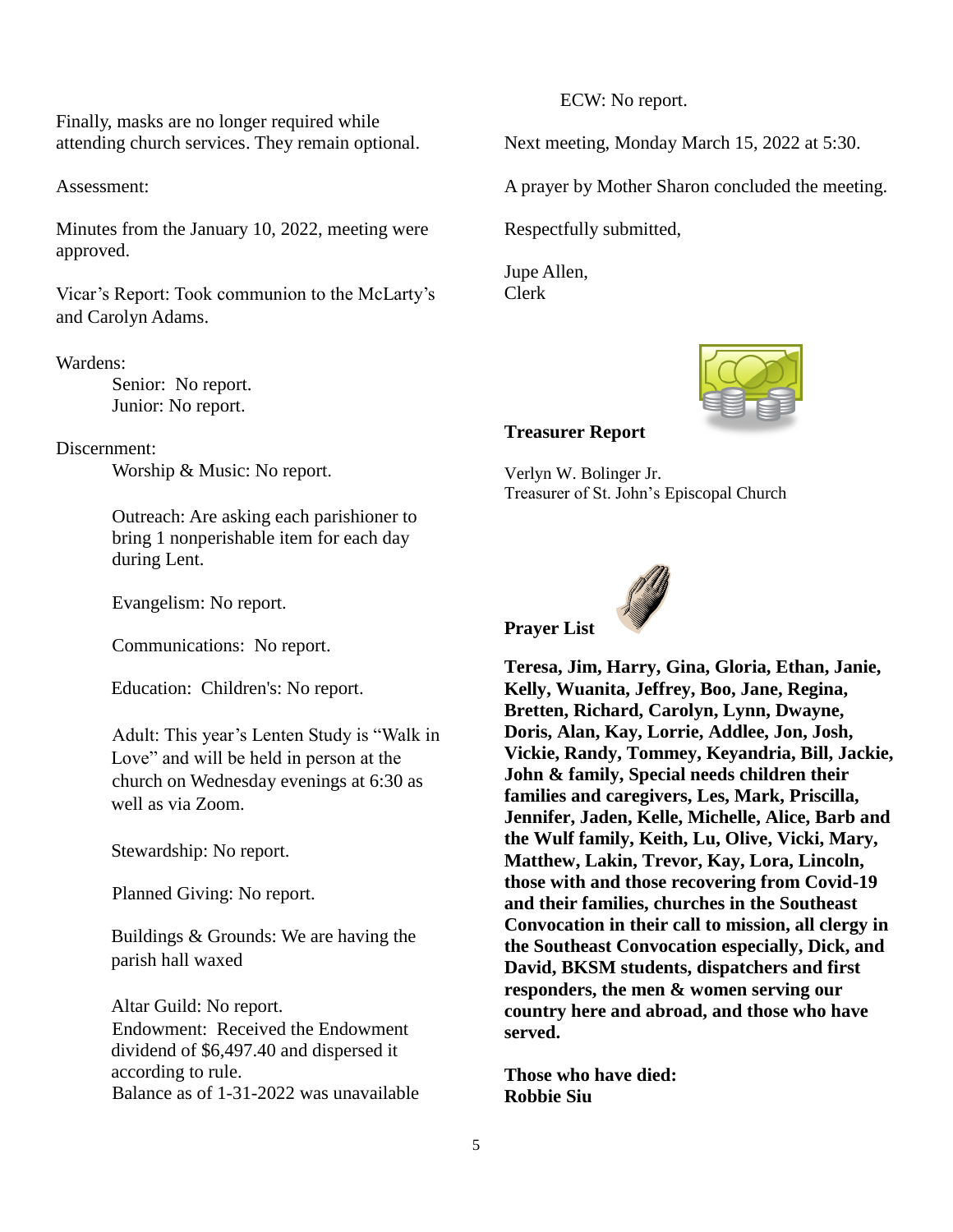Finally, masks are no longer required while attending church services. They remain optional.

Assessment:

Minutes from the January 10, 2022, meeting were approved.

Vicar's Report: Took communion to the McLarty's and Carolyn Adams.

Wardens:

Senior: No report.
Junior: No report.

Discernment:

Worship & Music: No report.

Outreach: Are asking each parishioner to bring 1 nonperishable item for each day during Lent.

Evangelism: No report.

Communications: No report.

Education: Children's: No report.

Adult: This year's Lenten Study is "Walk in Love" and will be held in person at the church on Wednesday evenings at 6:30 as well as via Zoom.

Stewardship: No report.

Planned Giving: No report.

Buildings & Grounds: We are having the parish hall waxed

Altar Guild: No report.
Endowment: Received the Endowment dividend of $6,497.40 and dispersed it according to rule.
Balance as of 1-31-2022 was unavailable

ECW: No report.

Next meeting, Monday March 15, 2022 at 5:30.

A prayer by Mother Sharon concluded the meeting.

Respectfully submitted,

Jupe Allen,
Clerk

**Treasurer Report**

Verlyn W. Bolinger Jr.
Treasurer of St. John's Episcopal Church

**Prayer List**

**Teresa, Jim, Harry, Gina, Gloria, Ethan, Janie, Kelly, Wuanita, Jeffrey, Boo, Jane, Regina, Bretten, Richard, Carolyn, Lynn, Dwayne, Doris, Alan, Kay, Lorrie, Addlee, Jon, Josh, Vickie, Randy, Tommey, Keyandria, Bill, Jackie, John & family, Special needs children their families and caregivers, Les, Mark, Priscilla, Jennifer, Jaden, Kelle, Michelle, Alice, Barb and the Wulf family, Keith, Lu, Olive, Vicki, Mary, Matthew, Lakin, Trevor, Kay, Lora, Lincoln, those with and those recovering from Covid-19 and their families, churches in the Southeast Convocation in their call to mission, all clergy in the Southeast Convocation especially, Dick, and David, BKSM students, dispatchers and first responders, the men & women serving our country here and abroad, and those who have served.**

**Those who have died:**
**Robbie Siu**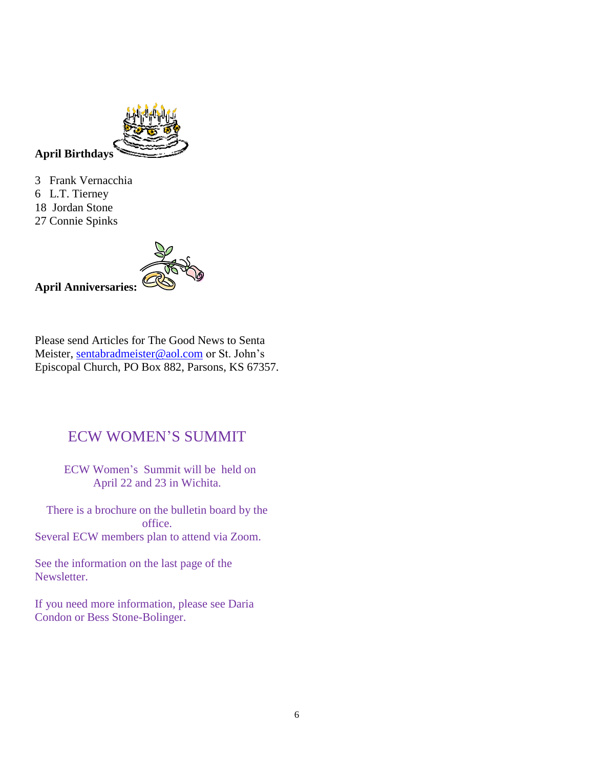**April Birthdays**

3 Frank Vernacchia
6 L.T. Tierney
18 Jordan Stone
27 Connie Spinks

**April Anniversaries:**

Please send Articles for The Good News to Senta Meister, sentabradmeister@aol.com or St. John's Episcopal Church, PO Box 882, Parsons, KS 67357.

## ECW WOMEN'S SUMMIT

ECW Women's Summit will be held on April 22 and 23 in Wichita.

There is a brochure on the bulletin board by the office.
Several ECW members plan to attend via Zoom.

See the information on the last page of the Newsletter.

If you need more information, please see Daria Condon or Bess Stone-Bolinger.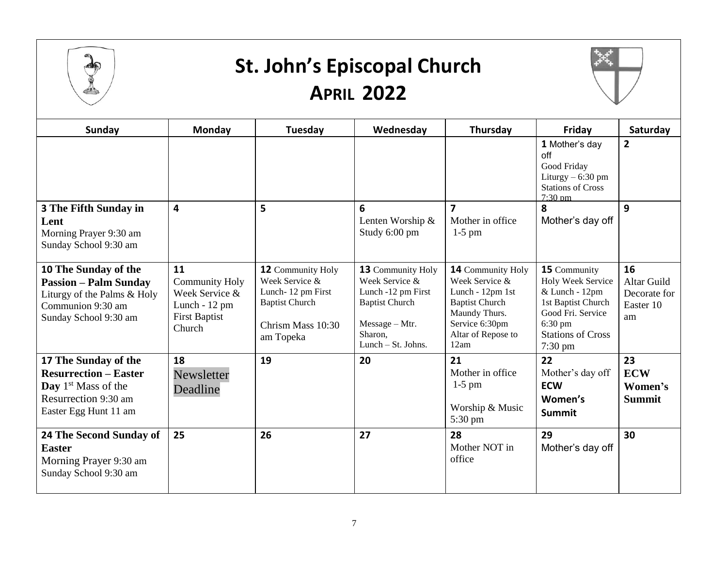# St. John's Episcopal Church

## APRIL 2022

| Sunday | Monday | Tuesday | Wednesday | Thursday | Friday | Saturday |
|---|---|---|---|---|---|---|
| | | | | | **1** Mother's day off<br>Good Friday Liturgy – 6:30 pm<br>Stations of Cross 7:30 pm | **2** |
| **3 The Fifth Sunday in Lent**<br>Morning Prayer 9:30 am<br>Sunday School 9:30 am | **4** | **5** | **6**<br>Lenten Worship & Study 6:00 pm | **7**<br>Mother in office 1-5 pm | **8**<br>Mother's day off | **9** |
| **10 The Sunday of the Passion – Palm Sunday**<br>Liturgy of the Palms & Holy Communion 9:30 am<br>Sunday School 9:30 am | **11**<br>Community Holy Week Service & Lunch - 12 pm First Baptist Church | **12** Community Holy Week Service & Lunch- 12 pm First Baptist Church<br><br>Chrism Mass 10:30 am Topeka | **13** Community Holy Week Service & Lunch -12 pm First Baptist Church<br><br>Message – Mtr. Sharon,<br>Lunch – St. Johns. | **14** Community Holy Week Service & Lunch - 12pm 1st Baptist Church<br>Maundy Thurs. Service 6:30pm<br>Altar of Repose to 12am | **15** Community Holy Week Service & Lunch - 12pm 1st Baptist Church<br>Good Fri. Service 6:30 pm<br>Stations of Cross 7:30 pm | **16**<br>Altar Guild Decorate for Easter 10 am |
| **17 The Sunday of the Resurrection – Easter Day** 1st Mass of the Resurrection 9:30 am<br>Easter Egg Hunt 11 am | **18**<br>Newsletter Deadline | **19** | **20** | **21**<br>Mother in office 1-5 pm<br><br>Worship & Music 5:30 pm | **22**<br>Mother's day off<br>**ECW Women's Summit** | **23**<br>**ECW Women's Summit** |
| **24 The Second Sunday of Easter**<br>Morning Prayer 9:30 am<br>Sunday School 9:30 am | **25** | **26** | **27** | **28**<br>Mother NOT in office | **29**<br>Mother's day off | **30** |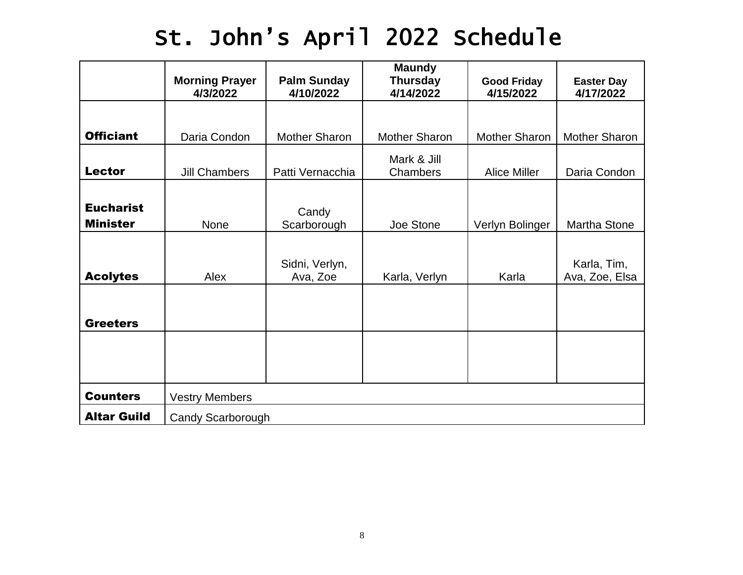# St. John's April 2022 Schedule

| | Morning Prayer 4/3/2022 | Palm Sunday 4/10/2022 | Maundy Thursday 4/14/2022 | Good Friday 4/15/2022 | Easter Day 4/17/2022 |
|---|---|---|---|---|---|
| **Officiant** | Daria Condon | Mother Sharon | Mother Sharon | Mother Sharon | Mother Sharon |
| **Lector** | Jill Chambers | Patti Vernacchia | Mark & Jill Chambers | Alice Miller | Daria Condon |
| **Eucharist Minister** | None | Candy Scarborough | Joe Stone | Verlyn Bolinger | Martha Stone |
| **Acolytes** | Alex | Sidni, Verlyn, Ava, Zoe | Karla, Verlyn | Karla | Karla, Tim, Ava, Zoe, Elsa |
| **Greeters** | | | | | |
| | | | | | |
| **Counters** | Vestry Members | | | | |
| **Altar Guild** | Candy Scarborough | | | | |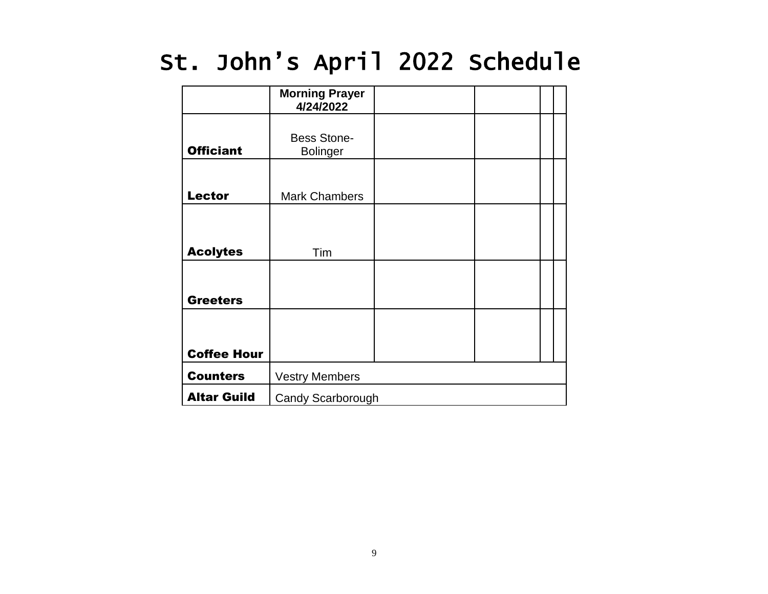# St. John's April 2022 Schedule

| | Morning Prayer 4/24/2022 | | | | |
|---|---|---|---|---|---|
| **Officiant** | Bess Stone-Bolinger | | | | |
| **Lector** | Mark Chambers | | | | |
| **Acolytes** | Tim | | | | |
| **Greeters** | | | | | |
| **Coffee Hour** | | | | | |
| **Counters** | Vestry Members | | | | |
| **Altar Guild** | Candy Scarborough | | | | |